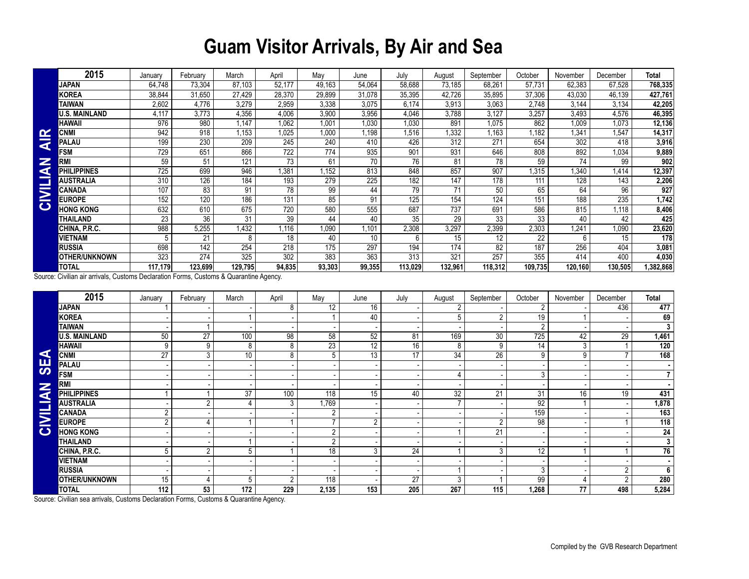# Guam Visitor Arrivals, By Air and Sea

## CIVILIAN AIR

| 2015 | January | February | March | April | May | June | July | August | September | October | November | December | Total |
|---|---|---|---|---|---|---|---|---|---|---|---|---|---|
| **JAPAN** | 64,748 | 73,304 | 87,103 | 52,177 | 49,163 | 54,064 | 58,688 | 73,185 | 68,261 | 57,731 | 62,383 | 67,528 | **768,335** |
| **KOREA** | 38,844 | 31,650 | 27,429 | 28,370 | 29,899 | 31,078 | 35,395 | 42,726 | 35,895 | 37,306 | 43,030 | 46,139 | **427,761** |
| **TAIWAN** | 2,602 | 4,776 | 3,279 | 2,959 | 3,338 | 3,075 | 6,174 | 3,913 | 3,063 | 2,748 | 3,144 | 3,134 | **42,205** |
| **U.S. MAINLAND** | 4,117 | 3,773 | 4,356 | 4,006 | 3,900 | 3,956 | 4,046 | 3,788 | 3,127 | 3,257 | 3,493 | 4,576 | **46,395** |
| **HAWAII** | 976 | 980 | 1,147 | 1,062 | 1,001 | 1,030 | 1,030 | 891 | 1,075 | 862 | 1,009 | 1,073 | **12,136** |
| **CNMI** | 942 | 918 | 1,153 | 1,025 | 1,000 | 1,198 | 1,516 | 1,332 | 1,163 | 1,182 | 1,341 | 1,547 | **14,317** |
| **PALAU** | 199 | 230 | 209 | 245 | 240 | 410 | 426 | 312 | 271 | 654 | 302 | 418 | **3,916** |
| **FSM** | 729 | 651 | 866 | 722 | 774 | 935 | 901 | 931 | 646 | 808 | 892 | 1,034 | **9,889** |
| **RMI** | 59 | 51 | 121 | 73 | 61 | 70 | 76 | 81 | 78 | 59 | 74 | 99 | **902** |
| **PHILIPPINES** | 725 | 699 | 946 | 1,381 | 1,152 | 813 | 848 | 857 | 907 | 1,315 | 1,340 | 1,414 | **12,397** |
| **AUSTRALIA** | 310 | 126 | 184 | 193 | 279 | 225 | 182 | 147 | 178 | 111 | 128 | 143 | **2,206** |
| **CANADA** | 107 | 83 | 91 | 78 | 99 | 44 | 79 | 71 | 50 | 65 | 64 | 96 | **927** |
| **EUROPE** | 152 | 120 | 186 | 131 | 85 | 91 | 125 | 154 | 124 | 151 | 188 | 235 | **1,742** |
| **HONG KONG** | 632 | 610 | 675 | 720 | 580 | 555 | 687 | 737 | 691 | 586 | 815 | 1,118 | **8,406** |
| **THAILAND** | 23 | 36 | 31 | 39 | 44 | 40 | 35 | 29 | 33 | 33 | 40 | 42 | **425** |
| **CHINA, P.R.C.** | 988 | 5,255 | 1,432 | 1,116 | 1,090 | 1,101 | 2,308 | 3,297 | 2,399 | 2,303 | 1,241 | 1,090 | **23,620** |
| **VIETNAM** | 5 | 21 | 8 | 18 | 40 | 10 | 6 | 15 | 12 | 22 | 6 | 15 | **178** |
| **RUSSIA** | 698 | 142 | 254 | 218 | 175 | 297 | 194 | 174 | 82 | 187 | 256 | 404 | **3,081** |
| **OTHER/UNKNOWN** | 323 | 274 | 325 | 302 | 383 | 363 | 313 | 321 | 257 | 355 | 414 | 400 | **4,030** |
| **TOTAL** | **117,179** | **123,699** | **129,795** | **94,835** | **93,303** | **99,355** | **113,029** | **132,961** | **118,312** | **109,735** | **120,160** | **130,505** | **1,382,868** |

Source: Civilian air arrivals, Customs Declaration Forms, Customs & Quarantine Agency.

## CIVILIAN SEA

| 2015 | January | February | March | April | May | June | July | August | September | October | November | December | Total |
|---|---|---|---|---|---|---|---|---|---|---|---|---|---|
| **JAPAN** | 1 | - | - | 8 | 12 | 16 | - | 2 | - | 2 | - | 436 | **477** |
| **KOREA** | - | - | 1 | - | 1 | 40 | - | 5 | 2 | 19 | 1 | - | **69** |
| **TAIWAN** | - | 1 | - | - | - | - | - | - | - | 2 | - | - | **3** |
| **U.S. MAINLAND** | 50 | 27 | 100 | 98 | 58 | 52 | 81 | 169 | 30 | 725 | 42 | 29 | **1,461** |
| **HAWAII** | 9 | 9 | 8 | 8 | 23 | 12 | 16 | 8 | 9 | 14 | 3 | 1 | **120** |
| **CNMI** | 27 | 3 | 10 | 8 | 5 | 13 | 17 | 34 | 26 | 9 | 9 | 7 | **168** |
| **PALAU** | - | - | - | - | - | - | - | - | - | - | - | - | **-** |
| **FSM** | - | - | - | - | - | - | - | 4 | - | 3 | - | - | **7** |
| **RMI** | - | - | - | - | - | - | - | - | - | - | - | - | **-** |
| **PHILIPPINES** | 1 | 1 | 37 | 100 | 118 | 15 | 40 | 32 | 21 | 31 | 16 | 19 | **431** |
| **AUSTRALIA** | - | 2 | 4 | 3 | 1,769 | - | - | 7 | - | 92 | 1 | - | **1,878** |
| **CANADA** | 2 | - | - | - | 2 | - | - | - | - | 159 | - | - | **163** |
| **EUROPE** | 2 | 4 | 1 | 1 | 7 | 2 | - | - | 2 | 98 | - | 1 | **118** |
| **HONG KONG** | - | - | - | - | 2 | - | - | 1 | 21 | - | - | - | **24** |
| **THAILAND** | - | - | 1 | - | 2 | - | - | - | - | - | - | - | **3** |
| **CHINA, P.R.C.** | 5 | 2 | 5 | 1 | 18 | 3 | 24 | 1 | 3 | 12 | 1 | 1 | **76** |
| **VIETNAM** | - | - | - | - | - | - | - | - | - | - | - | - | **-** |
| **RUSSIA** | - | - | - | - | - | - | - | 1 | - | 3 | - | 2 | **6** |
| **OTHER/UNKNOWN** | 15 | 4 | 5 | 2 | 118 | - | 27 | 3 | 1 | 99 | 4 | 2 | **280** |
| **TOTAL** | **112** | **53** | **172** | **229** | **2,135** | **153** | **205** | **267** | **115** | **1,268** | **77** | **498** | **5,284** |

Source: Civilian sea arrivals, Customs Declaration Forms, Customs & Quarantine Agency.

Compiled by the GVB Research Department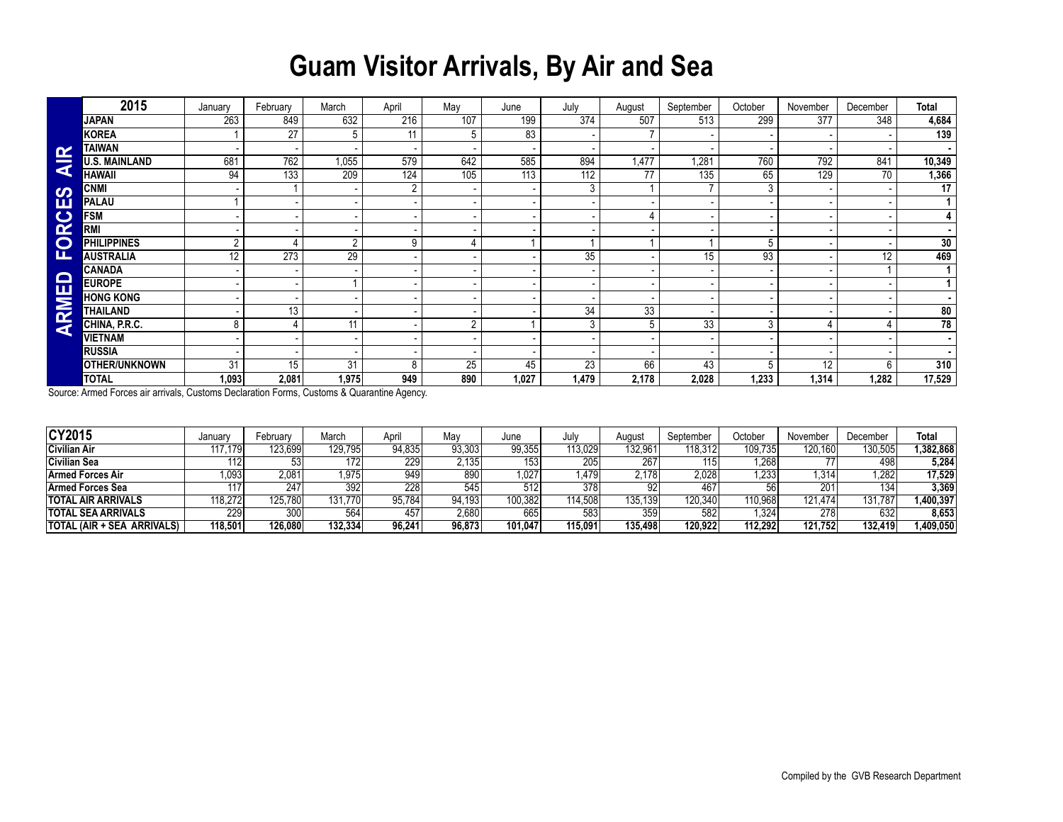# Guam Visitor Arrivals, By Air and Sea

| ARMED FORCES AIR 2015 | January | February | March | April | May | June | July | August | September | October | November | December | Total |
|---|---|---|---|---|---|---|---|---|---|---|---|---|---|
| **JAPAN** | 263 | 849 | 632 | 216 | 107 | 199 | 374 | 507 | 513 | 299 | 377 | 348 | **4,684** |
| **KOREA** | 1 | 27 | 5 | 11 | 5 | 83 | - | 7 | - | - | - | - | **139** |
| **TAIWAN** | - | - | - | - | - | - | - | - | - | - | - | - | **-** |
| **U.S. MAINLAND** | 681 | 762 | 1,055 | 579 | 642 | 585 | 894 | 1,477 | 1,281 | 760 | 792 | 841 | **10,349** |
| **HAWAII** | 94 | 133 | 209 | 124 | 105 | 113 | 112 | 77 | 135 | 65 | 129 | 70 | **1,366** |
| **CNMI** | - | 1 | - | 2 | - | - | 3 | 1 | 7 | 3 | - | - | **17** |
| **PALAU** | 1 | - | - | - | - | - | - | - | - | - | - | - | **1** |
| **FSM** | - | - | - | - | - | - | - | 4 | - | - | - | - | **4** |
| **RMI** | - | - | - | - | - | - | - | - | - | - | - | - | **-** |
| **PHILIPPINES** | 2 | 4 | 2 | 9 | 4 | 1 | 1 | 1 | 1 | 5 | - | - | **30** |
| **AUSTRALIA** | 12 | 273 | 29 | - | - | - | 35 | - | 15 | 93 | - | 12 | **469** |
| **CANADA** | - | - | - | - | - | - | - | - | - | - | - | 1 | **1** |
| **EUROPE** | - | - | 1 | - | - | - | - | - | - | - | - | - | **1** |
| **HONG KONG** | - | - | - | - | - | - | - | - | - | - | - | - | **-** |
| **THAILAND** | - | 13 | - | - | - | - | 34 | 33 | - | - | - | - | **80** |
| **CHINA, P.R.C.** | 8 | 4 | 11 | - | 2 | 1 | 3 | 5 | 33 | 3 | 4 | 4 | **78** |
| **VIETNAM** | - | - | - | - | - | - | - | - | - | - | - | - | **-** |
| **RUSSIA** | - | - | - | - | - | - | - | - | - | - | - | - | **-** |
| **OTHER/UNKNOWN** | 31 | 15 | 31 | 8 | 25 | 45 | 23 | 66 | 43 | 5 | 12 | 6 | **310** |
| **TOTAL** | **1,093** | **2,081** | **1,975** | **949** | **890** | **1,027** | **1,479** | **2,178** | **2,028** | **1,233** | **1,314** | **1,282** | **17,529** |

Source: Armed Forces air arrivals, Customs Declaration Forms, Customs & Quarantine Agency.

| CY2015 | January | February | March | April | May | June | July | August | September | October | November | December | Total |
|---|---|---|---|---|---|---|---|---|---|---|---|---|---|
| **Civilian Air** | 117,179 | 123,699 | 129,795 | 94,835 | 93,303 | 99,355 | 113,029 | 132,961 | 118,312 | 109,735 | 120,160 | 130,505 | **1,382,868** |
| **Civilian Sea** | 112 | 53 | 172 | 229 | 2,135 | 153 | 205 | 267 | 115 | 1,268 | 77 | 498 | **5,284** |
| **Armed Forces Air** | 1,093 | 2,081 | 1,975 | 949 | 890 | 1,027 | 1,479 | 2,178 | 2,028 | 1,233 | 1,314 | 1,282 | **17,529** |
| **Armed Forces Sea** | 117 | 247 | 392 | 228 | 545 | 512 | 378 | 92 | 467 | 56 | 201 | 134 | **3,369** |
| **TOTAL AIR ARRIVALS** | 118,272 | 125,780 | 131,770 | 95,784 | 94,193 | 100,382 | 114,508 | 135,139 | 120,340 | 110,968 | 121,474 | 131,787 | **1,400,397** |
| **TOTAL SEA ARRIVALS** | 229 | 300 | 564 | 457 | 2,680 | 665 | 583 | 359 | 582 | 1,324 | 278 | 632 | **8,653** |
| **TOTAL (AIR + SEA ARRIVALS)** | **118,501** | **126,080** | **132,334** | **96,241** | **96,873** | **101,047** | **115,091** | **135,498** | **120,922** | **112,292** | **121,752** | **132,419** | **1,409,050** |

Compiled by the GVB Research Department